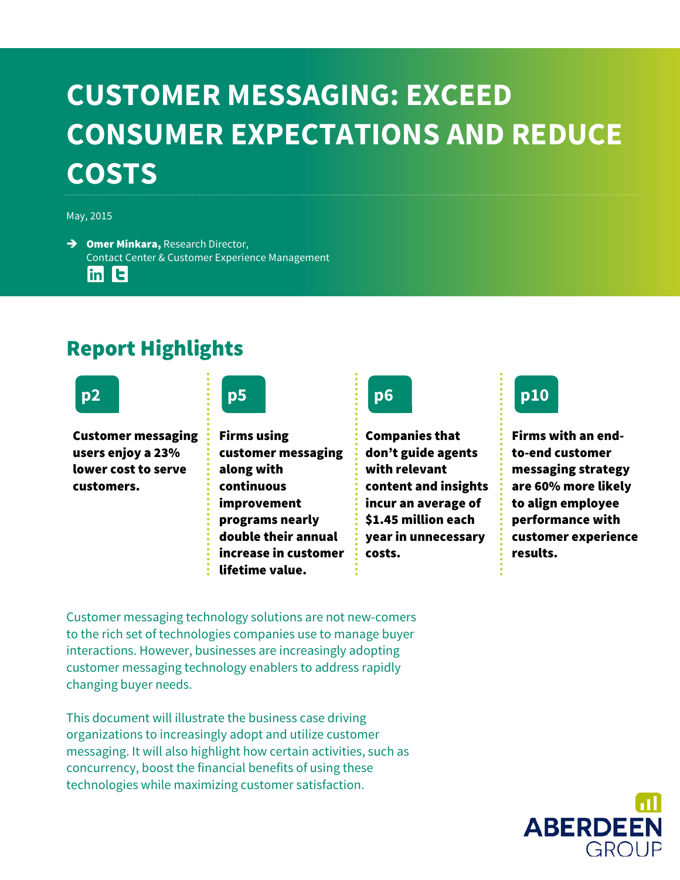# CUSTOMER MESSAGING: EXCEED CONSUMER EXPECTATIONS AND REDUCE COSTS

May, 2015

➔ **Omer Minkara,** Research Director, Contact Center & Customer Experience Management

## Report Highlights

**p2**

**Customer messaging users enjoy a 23% lower cost to serve customers.**

**p5**

**Firms using customer messaging along with continuous improvement programs nearly double their annual increase in customer lifetime value.**

**p6**

**Companies that don't guide agents with relevant content and insights incur an average of $1.45 million each year in unnecessary costs.**

**p10**

**Firms with an end-to-end customer messaging strategy are 60% more likely to align employee performance with customer experience results.**

Customer messaging technology solutions are not new-comers to the rich set of technologies companies use to manage buyer interactions. However, businesses are increasingly adopting customer messaging technology enablers to address rapidly changing buyer needs.

This document will illustrate the business case driving organizations to increasingly adopt and utilize customer messaging. It will also highlight how certain activities, such as concurrency, boost the financial benefits of using these technologies while maximizing customer satisfaction.

ABERDEEN GROUP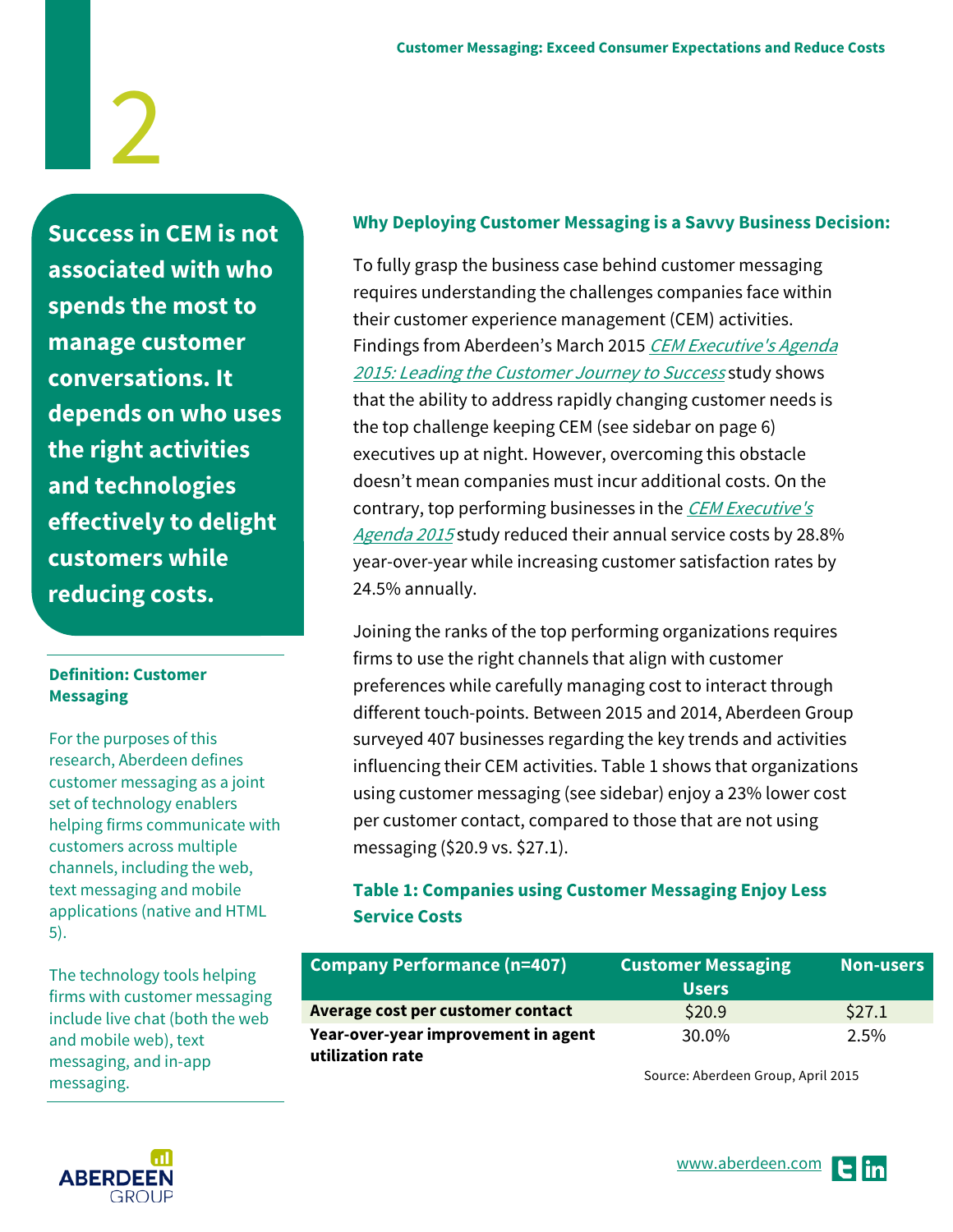# 2

**Success in CEM is not associated with who spends the most to manage customer conversations. It depends on who uses the right activities and technologies effectively to delight customers while reducing costs.**

---

**Definition: Customer Messaging**

For the purposes of this research, Aberdeen defines customer messaging as a joint set of technology enablers helping firms communicate with customers across multiple channels, including the web, text messaging and mobile applications (native and HTML 5).

The technology tools helping firms with customer messaging include live chat (both the web and mobile web), text messaging, and in-app messaging.

---

### Why Deploying Customer Messaging is a Savvy Business Decision:

To fully grasp the business case behind customer messaging requires understanding the challenges companies face within their customer experience management (CEM) activities. Findings from Aberdeen's March 2015 *CEM Executive's Agenda 2015: Leading the Customer Journey to Success* study shows that the ability to address rapidly changing customer needs is the top challenge keeping CEM (see sidebar on page 6) executives up at night. However, overcoming this obstacle doesn't mean companies must incur additional costs. On the contrary, top performing businesses in the *CEM Executive's Agenda 2015* study reduced their annual service costs by 28.8% year-over-year while increasing customer satisfaction rates by 24.5% annually.

Joining the ranks of the top performing organizations requires firms to use the right channels that align with customer preferences while carefully managing cost to interact through different touch-points. Between 2015 and 2014, Aberdeen Group surveyed 407 businesses regarding the key trends and activities influencing their CEM activities. Table 1 shows that organizations using customer messaging (see sidebar) enjoy a 23% lower cost per customer contact, compared to those that are not using messaging ($20.9 vs. $27.1).

**Table 1: Companies using Customer Messaging Enjoy Less Service Costs**

| Company Performance (n=407) | Customer Messaging Users | Non-users |
|---|---|---|
| **Average cost per customer contact** | $20.9 | $27.1 |
| **Year-over-year improvement in agent utilization rate** | 30.0% | 2.5% |

Source: Aberdeen Group, April 2015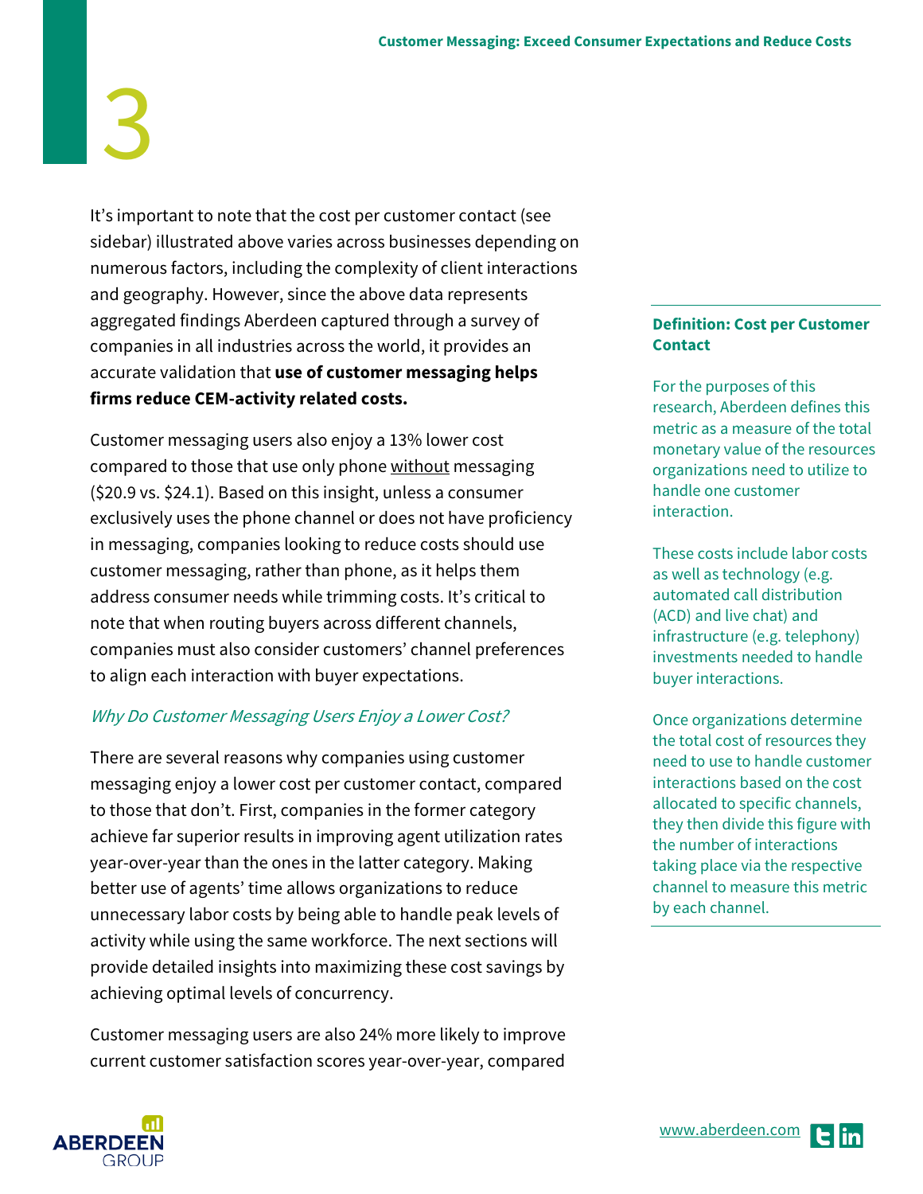It's important to note that the cost per customer contact (see sidebar) illustrated above varies across businesses depending on numerous factors, including the complexity of client interactions and geography. However, since the above data represents aggregated findings Aberdeen captured through a survey of companies in all industries across the world, it provides an accurate validation that **use of customer messaging helps firms reduce CEM-activity related costs.**

Customer messaging users also enjoy a 13% lower cost compared to those that use only phone without messaging ($20.9 vs. $24.1). Based on this insight, unless a consumer exclusively uses the phone channel or does not have proficiency in messaging, companies looking to reduce costs should use customer messaging, rather than phone, as it helps them address consumer needs while trimming costs. It's critical to note that when routing buyers across different channels, companies must also consider customers' channel preferences to align each interaction with buyer expectations.

### *Why Do Customer Messaging Users Enjoy a Lower Cost?*

There are several reasons why companies using customer messaging enjoy a lower cost per customer contact, compared to those that don't. First, companies in the former category achieve far superior results in improving agent utilization rates year-over-year than the ones in the latter category. Making better use of agents' time allows organizations to reduce unnecessary labor costs by being able to handle peak levels of activity while using the same workforce. The next sections will provide detailed insights into maximizing these cost savings by achieving optimal levels of concurrency.

Customer messaging users are also 24% more likely to improve current customer satisfaction scores year-over-year, compared

---

**Definition: Cost per Customer Contact**

For the purposes of this research, Aberdeen defines this metric as a measure of the total monetary value of the resources organizations need to utilize to handle one customer interaction.

These costs include labor costs as well as technology (e.g. automated call distribution (ACD) and live chat) and infrastructure (e.g. telephony) investments needed to handle buyer interactions.

Once organizations determine the total cost of resources they need to use to handle customer interactions based on the cost allocated to specific channels, they then divide this figure with the number of interactions taking place via the respective channel to measure this metric by each channel.

---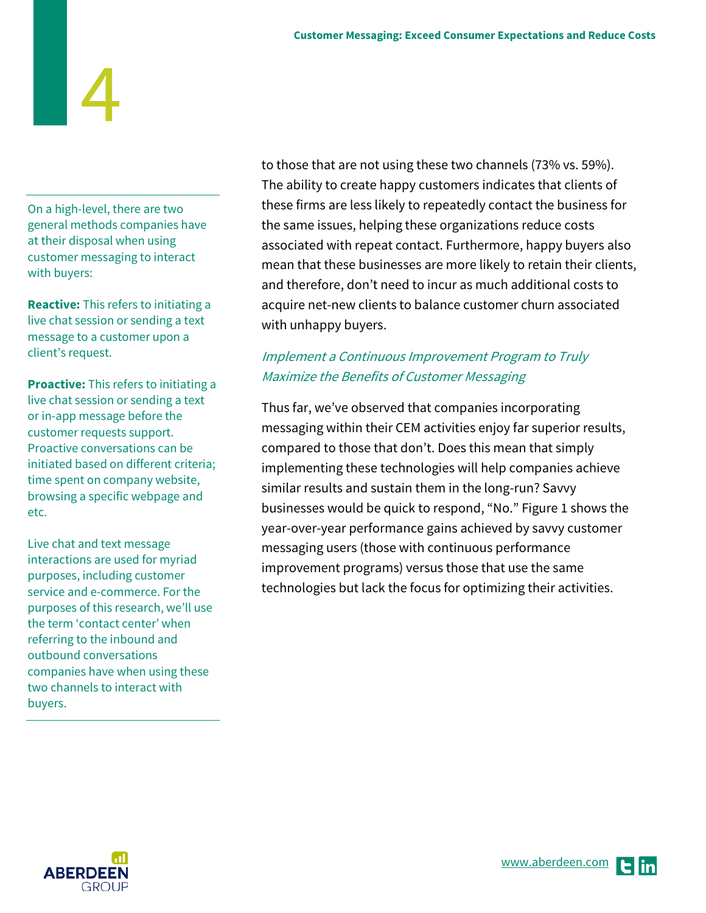On a high-level, there are two general methods companies have at their disposal when using customer messaging to interact with buyers:

**Reactive:** This refers to initiating a live chat session or sending a text message to a customer upon a client's request.

**Proactive:** This refers to initiating a live chat session or sending a text or in-app message before the customer requests support. Proactive conversations can be initiated based on different criteria; time spent on company website, browsing a specific webpage and etc.

Live chat and text message interactions are used for myriad purposes, including customer service and e-commerce. For the purposes of this research, we'll use the term 'contact center' when referring to the inbound and outbound conversations companies have when using these two channels to interact with buyers.

to those that are not using these two channels (73% vs. 59%). The ability to create happy customers indicates that clients of these firms are less likely to repeatedly contact the business for the same issues, helping these organizations reduce costs associated with repeat contact. Furthermore, happy buyers also mean that these businesses are more likely to retain their clients, and therefore, don't need to incur as much additional costs to acquire net-new clients to balance customer churn associated with unhappy buyers.

### *Implement a Continuous Improvement Program to Truly Maximize the Benefits of Customer Messaging*

Thus far, we've observed that companies incorporating messaging within their CEM activities enjoy far superior results, compared to those that don't. Does this mean that simply implementing these technologies will help companies achieve similar results and sustain them in the long-run? Savvy businesses would be quick to respond, "No." Figure 1 shows the year-over-year performance gains achieved by savvy customer messaging users (those with continuous performance improvement programs) versus those that use the same technologies but lack the focus for optimizing their activities.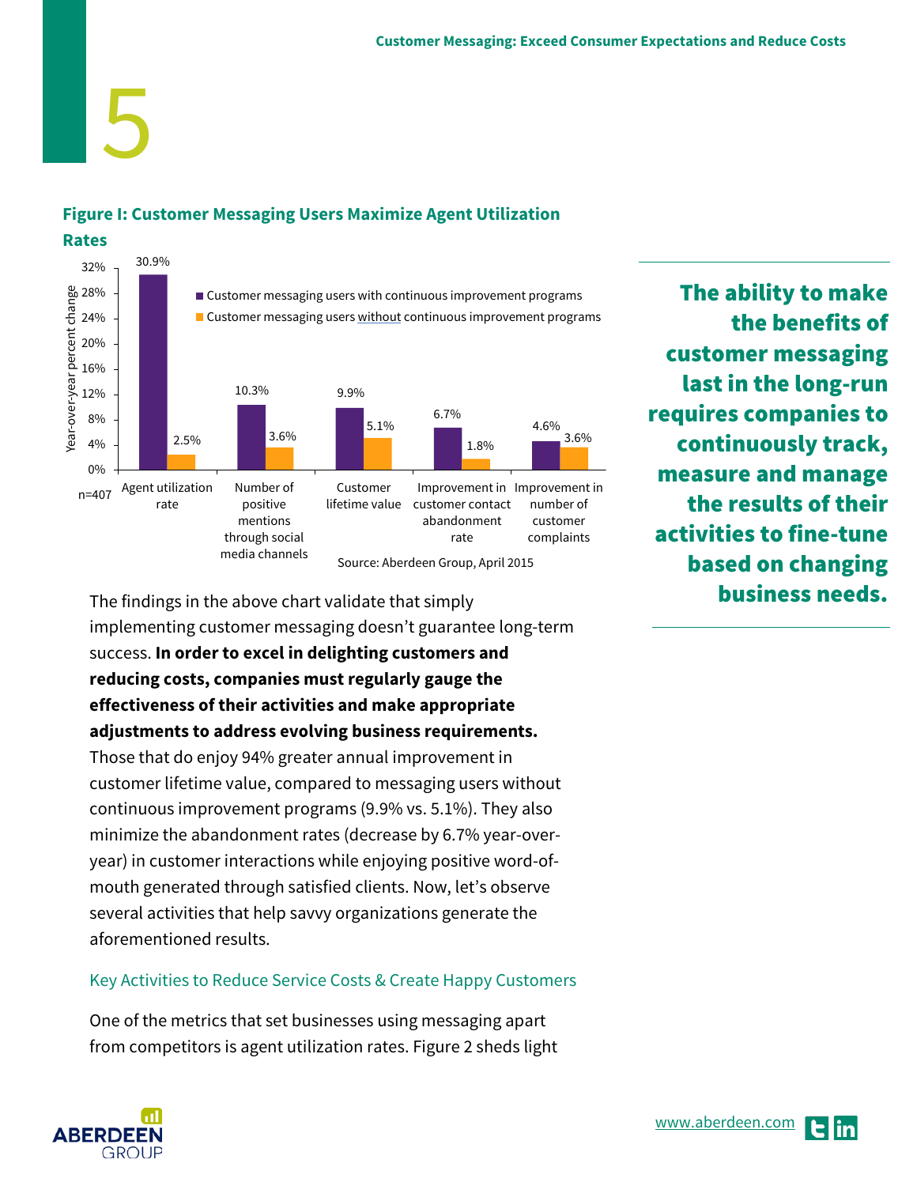**Figure I: Customer Messaging Users Maximize Agent Utilization Rates**

| Year-over-year percent change (n=407) | Customer messaging users with continuous improvement programs | Customer messaging users without continuous improvement programs |
| --- | --- | --- |
| Agent utilization rate | 30.9% | 2.5% |
| Number of positive mentions through social media channels | 10.3% | 3.6% |
| Customer lifetime value | 9.9% | 5.1% |
| Improvement in customer contact abandonment rate | 6.7% | 1.8% |
| Improvement in number of customer complaints | 4.6% | 3.6% |

Source: Aberdeen Group, April 2015

> **The ability to make the benefits of customer messaging last in the long-run requires companies to continuously track, measure and manage the results of their activities to fine-tune based on changing business needs.**

The findings in the above chart validate that simply implementing customer messaging doesn't guarantee long-term success. **In order to excel in delighting customers and reducing costs, companies must regularly gauge the effectiveness of their activities and make appropriate adjustments to address evolving business requirements.** Those that do enjoy 94% greater annual improvement in customer lifetime value, compared to messaging users without continuous improvement programs (9.9% vs. 5.1%). They also minimize the abandonment rates (decrease by 6.7% year-over-year) in customer interactions while enjoying positive word-of-mouth generated through satisfied clients. Now, let's observe several activities that help savvy organizations generate the aforementioned results.

## Key Activities to Reduce Service Costs & Create Happy Customers

One of the metrics that set businesses using messaging apart from competitors is agent utilization rates. Figure 2 sheds light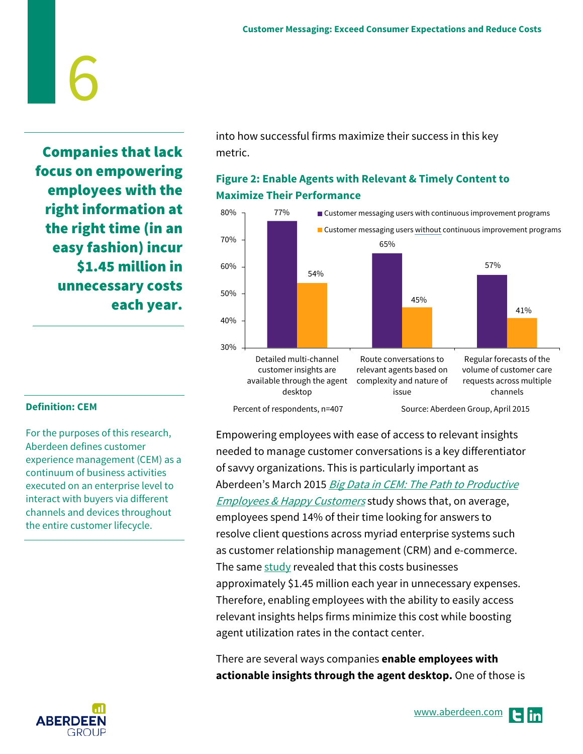into how successful firms maximize their success in this key metric.

**Companies that lack focus on empowering employees with the right information at the right time (in an easy fashion) incur $1.45 million in unnecessary costs each year.**

### Figure 2: Enable Agents with Relevant & Timely Content to Maximize Their Performance

| | Customer messaging users with continuous improvement programs | Customer messaging users without continuous improvement programs |
|---|---|---|
| Detailed multi-channel customer insights are available through the agent desktop | 77% | 54% |
| Route conversations to relevant agents based on complexity and nature of issue | 65% | 45% |
| Regular forecasts of the volume of customer care requests across multiple channels | 57% | 41% |

Percent of respondents, n=407

Source: Aberdeen Group, April 2015

Empowering employees with ease of access to relevant insights needed to manage customer conversations is a key differentiator of savvy organizations. This is particularly important as Aberdeen's March 2015 *Big Data in CEM: The Path to Productive Employees & Happy Customers* study shows that, on average, employees spend 14% of their time looking for answers to resolve client questions across myriad enterprise systems such as customer relationship management (CRM) and e-commerce. The same study revealed that this costs businesses approximately $1.45 million each year in unnecessary expenses. Therefore, enabling employees with the ability to easily access relevant insights helps firms minimize this cost while boosting agent utilization rates in the contact center.

**Definition: CEM**

For the purposes of this research, Aberdeen defines customer experience management (CEM) as a continuum of business activities executed on an enterprise level to interact with buyers via different channels and devices throughout the entire customer lifecycle.

There are several ways companies **enable employees with actionable insights through the agent desktop.** One of those is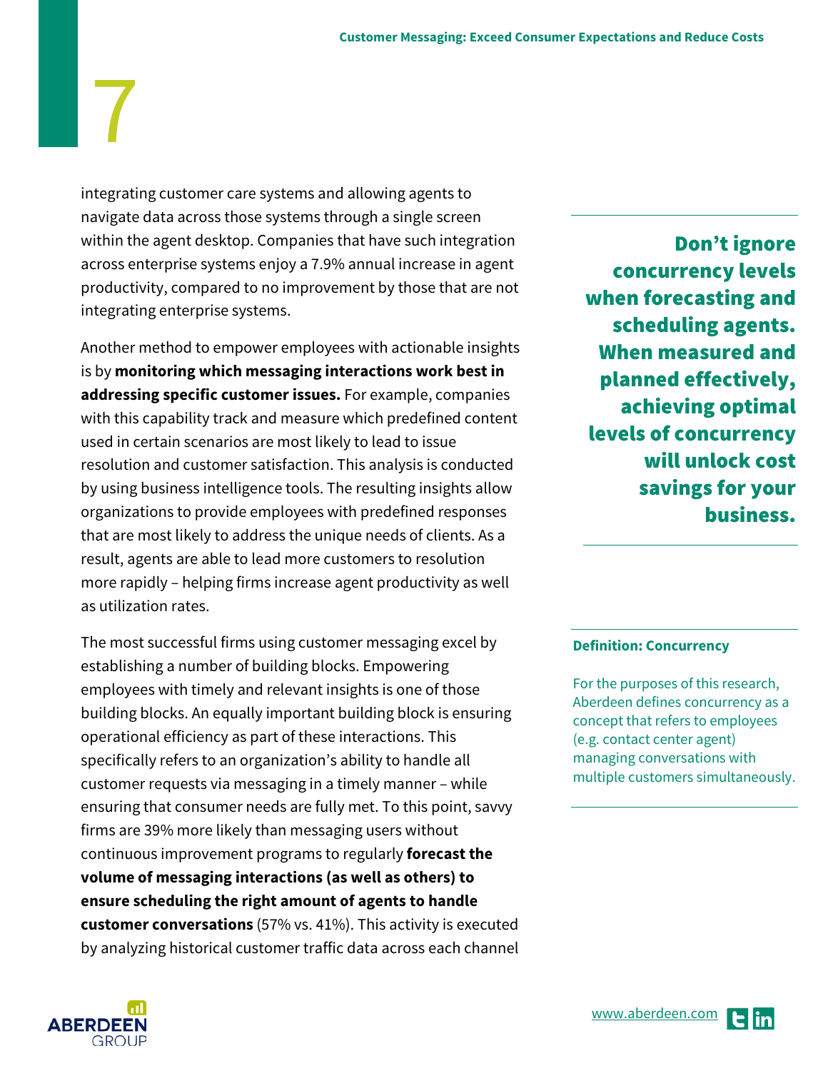integrating customer care systems and allowing agents to navigate data across those systems through a single screen within the agent desktop. Companies that have such integration across enterprise systems enjoy a 7.9% annual increase in agent productivity, compared to no improvement by those that are not integrating enterprise systems.

Another method to empower employees with actionable insights is by **monitoring which messaging interactions work best in addressing specific customer issues.** For example, companies with this capability track and measure which predefined content used in certain scenarios are most likely to lead to issue resolution and customer satisfaction. This analysis is conducted by using business intelligence tools. The resulting insights allow organizations to provide employees with predefined responses that are most likely to address the unique needs of clients. As a result, agents are able to lead more customers to resolution more rapidly – helping firms increase agent productivity as well as utilization rates.

The most successful firms using customer messaging excel by establishing a number of building blocks. Empowering employees with timely and relevant insights is one of those building blocks. An equally important building block is ensuring operational efficiency as part of these interactions. This specifically refers to an organization's ability to handle all customer requests via messaging in a timely manner – while ensuring that consumer needs are fully met. To this point, savvy firms are 39% more likely than messaging users without continuous improvement programs to regularly **forecast the volume of messaging interactions (as well as others) to ensure scheduling the right amount of agents to handle customer conversations** (57% vs. 41%). This activity is executed by analyzing historical customer traffic data across each channel

**Don't ignore concurrency levels when forecasting and scheduling agents. When measured and planned effectively, achieving optimal levels of concurrency will unlock cost savings for your business.**

**Definition: Concurrency**

For the purposes of this research, Aberdeen defines concurrency as a concept that refers to employees (e.g. contact center agent) managing conversations with multiple customers simultaneously.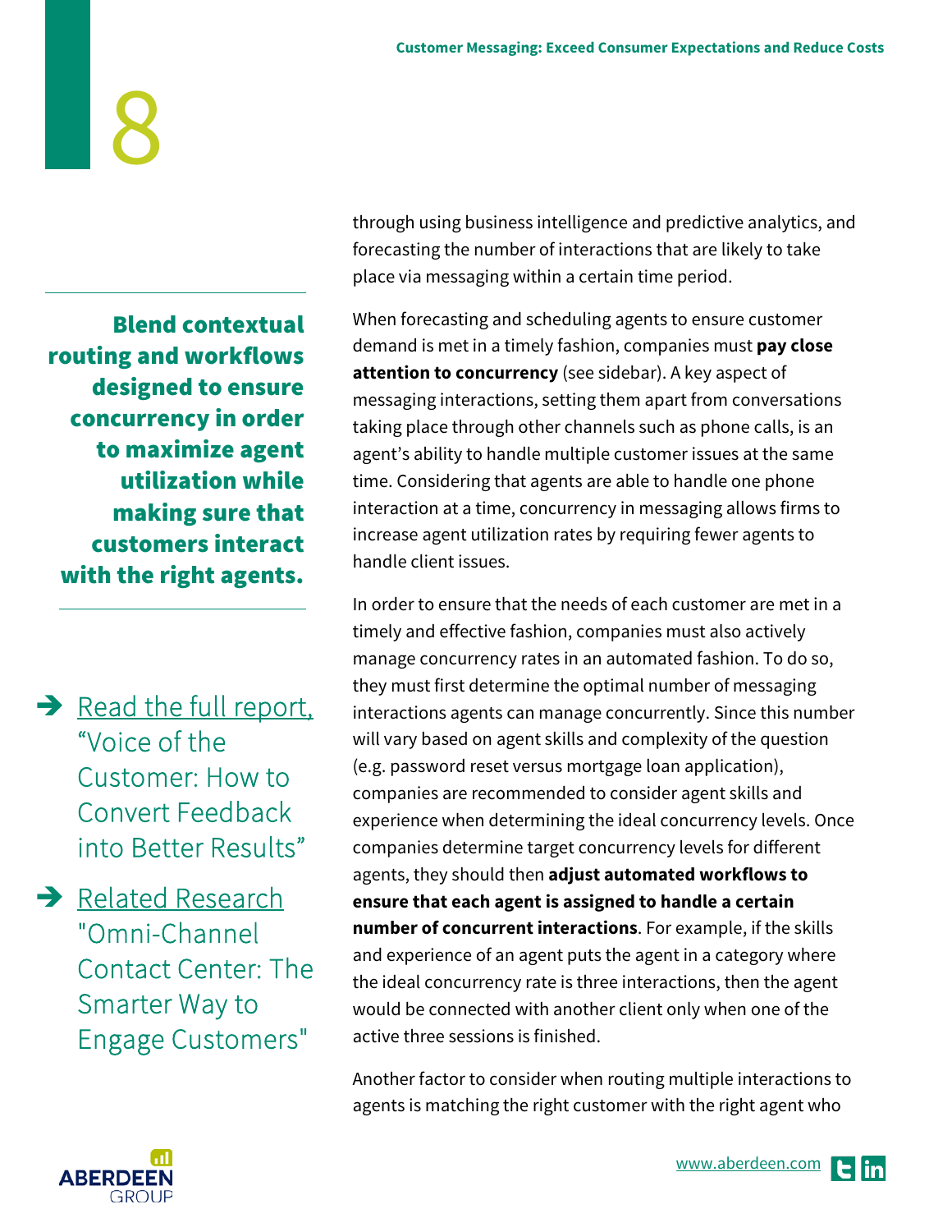through using business intelligence and predictive analytics, and forecasting the number of interactions that are likely to take place via messaging within a certain time period.

**Blend contextual routing and workflows designed to ensure concurrency in order to maximize agent utilization while making sure that customers interact with the right agents.**

When forecasting and scheduling agents to ensure customer demand is met in a timely fashion, companies must **pay close attention to concurrency** (see sidebar). A key aspect of messaging interactions, setting them apart from conversations taking place through other channels such as phone calls, is an agent's ability to handle multiple customer issues at the same time. Considering that agents are able to handle one phone interaction at a time, concurrency in messaging allows firms to increase agent utilization rates by requiring fewer agents to handle client issues.

In order to ensure that the needs of each customer are met in a timely and effective fashion, companies must also actively manage concurrency rates in an automated fashion. To do so, they must first determine the optimal number of messaging interactions agents can manage concurrently. Since this number will vary based on agent skills and complexity of the question (e.g. password reset versus mortgage loan application), companies are recommended to consider agent skills and experience when determining the ideal concurrency levels. Once companies determine target concurrency levels for different agents, they should then **adjust automated workflows to ensure that each agent is assigned to handle a certain number of concurrent interactions**. For example, if the skills and experience of an agent puts the agent in a category where the ideal concurrency rate is three interactions, then the agent would be connected with another client only when one of the active three sessions is finished.

➔ Read the full report, "Voice of the Customer: How to Convert Feedback into Better Results"

➔ Related Research "Omni-Channel Contact Center: The Smarter Way to Engage Customers"

Another factor to consider when routing multiple interactions to agents is matching the right customer with the right agent who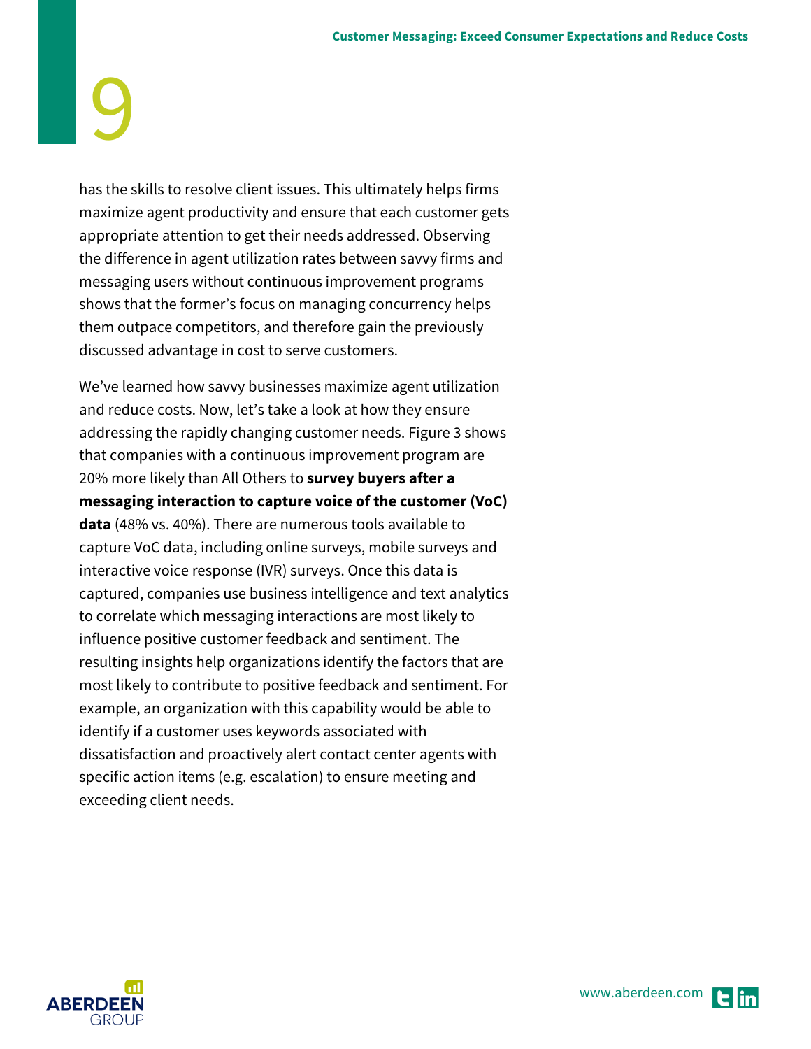has the skills to resolve client issues. This ultimately helps firms maximize agent productivity and ensure that each customer gets appropriate attention to get their needs addressed. Observing the difference in agent utilization rates between savvy firms and messaging users without continuous improvement programs shows that the former's focus on managing concurrency helps them outpace competitors, and therefore gain the previously discussed advantage in cost to serve customers.

We've learned how savvy businesses maximize agent utilization and reduce costs. Now, let's take a look at how they ensure addressing the rapidly changing customer needs. Figure 3 shows that companies with a continuous improvement program are 20% more likely than All Others to **survey buyers after a messaging interaction to capture voice of the customer (VoC) data** (48% vs. 40%). There are numerous tools available to capture VoC data, including online surveys, mobile surveys and interactive voice response (IVR) surveys. Once this data is captured, companies use business intelligence and text analytics to correlate which messaging interactions are most likely to influence positive customer feedback and sentiment. The resulting insights help organizations identify the factors that are most likely to contribute to positive feedback and sentiment. For example, an organization with this capability would be able to identify if a customer uses keywords associated with dissatisfaction and proactively alert contact center agents with specific action items (e.g. escalation) to ensure meeting and exceeding client needs.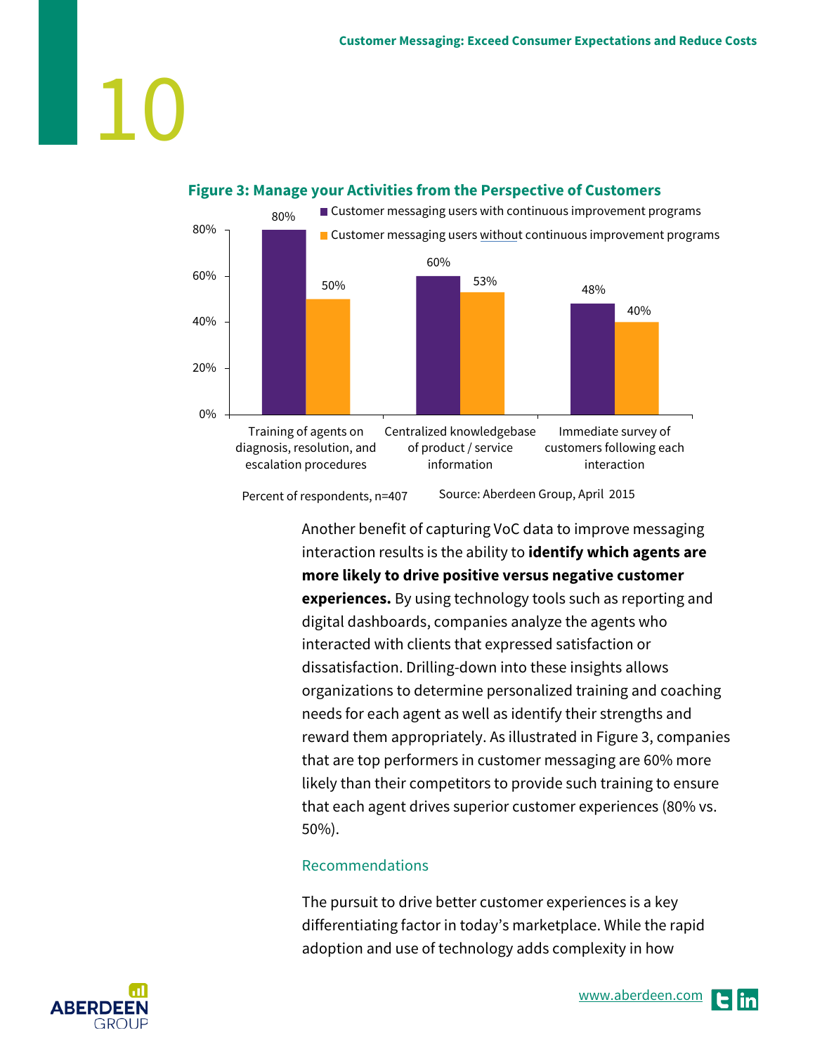**Figure 3: Manage your Activities from the Perspective of Customers**

| | Customer messaging users with continuous improvement programs | Customer messaging users without continuous improvement programs |
|---|---|---|
| Training of agents on diagnosis, resolution, and escalation procedures | 80% | 50% |
| Centralized knowledgebase of product / service information | 60% | 53% |
| Immediate survey of customers following each interaction | 48% | 40% |

Percent of respondents, n=407 Source: Aberdeen Group, April 2015

Another benefit of capturing VoC data to improve messaging interaction results is the ability to **identify which agents are more likely to drive positive versus negative customer experiences.** By using technology tools such as reporting and digital dashboards, companies analyze the agents who interacted with clients that expressed satisfaction or dissatisfaction. Drilling-down into these insights allows organizations to determine personalized training and coaching needs for each agent as well as identify their strengths and reward them appropriately. As illustrated in Figure 3, companies that are top performers in customer messaging are 60% more likely than their competitors to provide such training to ensure that each agent drives superior customer experiences (80% vs. 50%).

## Recommendations

The pursuit to drive better customer experiences is a key differentiating factor in today's marketplace. While the rapid adoption and use of technology adds complexity in how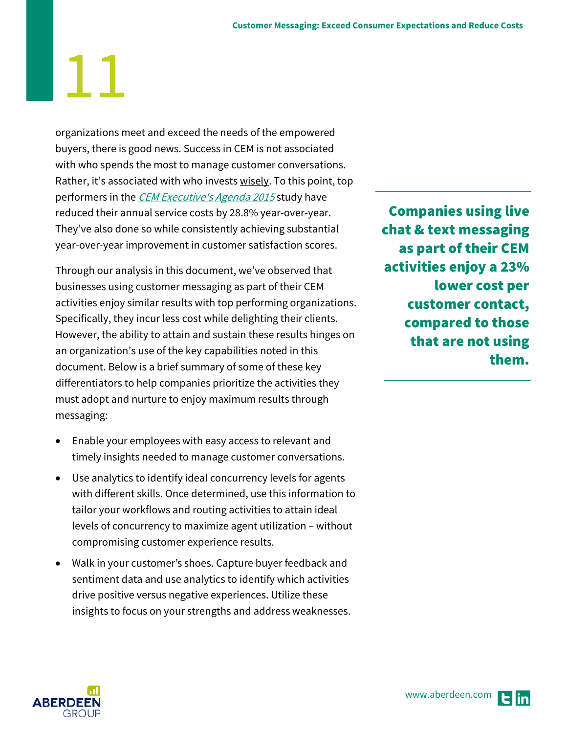organizations meet and exceed the needs of the empowered buyers, there is good news. Success in CEM is not associated with who spends the most to manage customer conversations. Rather, it's associated with who invests wisely. To this point, top performers in the *CEM Executive's Agenda 2015* study have reduced their annual service costs by 28.8% year-over-year. They've also done so while consistently achieving substantial year-over-year improvement in customer satisfaction scores.

**Companies using live chat & text messaging as part of their CEM activities enjoy a 23% lower cost per customer contact, compared to those that are not using them.**

Through our analysis in this document, we've observed that businesses using customer messaging as part of their CEM activities enjoy similar results with top performing organizations. Specifically, they incur less cost while delighting their clients. However, the ability to attain and sustain these results hinges on an organization's use of the key capabilities noted in this document. Below is a brief summary of some of these key differentiators to help companies prioritize the activities they must adopt and nurture to enjoy maximum results through messaging:

- Enable your employees with easy access to relevant and timely insights needed to manage customer conversations.
- Use analytics to identify ideal concurrency levels for agents with different skills. Once determined, use this information to tailor your workflows and routing activities to attain ideal levels of concurrency to maximize agent utilization – without compromising customer experience results.
- Walk in your customer's shoes. Capture buyer feedback and sentiment data and use analytics to identify which activities drive positive versus negative experiences. Utilize these insights to focus on your strengths and address weaknesses.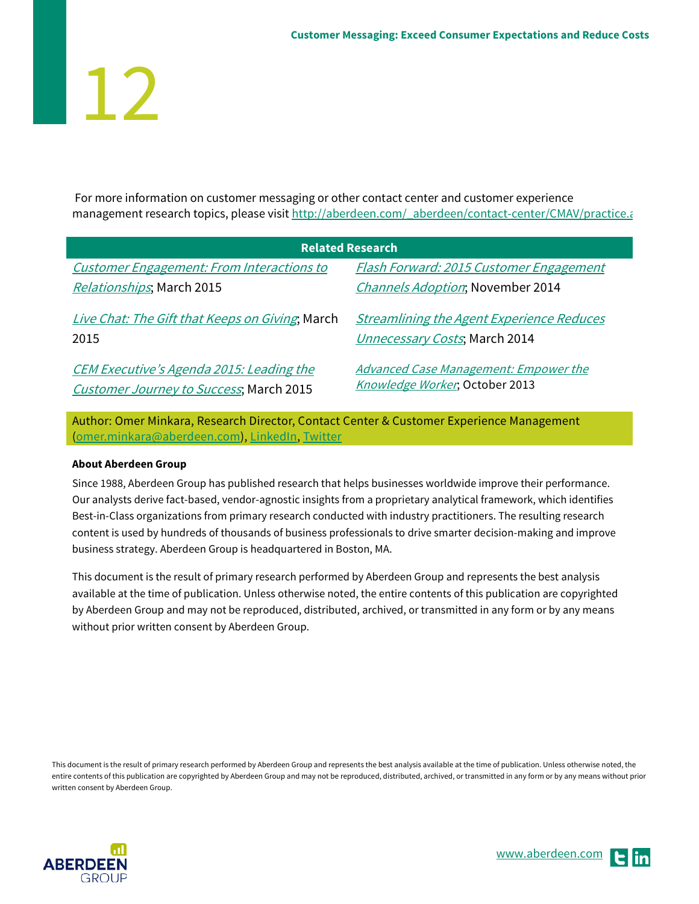For more information on customer messaging or other contact center and customer experience management research topics, please visit http://aberdeen.com/_aberdeen/contact-center/CMAV/practice.a

| Related Research | |
|---|---|
| *Customer Engagement: From Interactions to Relationships*; March 2015 | *Flash Forward: 2015 Customer Engagement Channels Adoption*; November 2014 |
| *Live Chat: The Gift that Keeps on Giving*; March 2015 | *Streamlining the Agent Experience Reduces Unnecessary Costs*; March 2014 |
| *CEM Executive's Agenda 2015: Leading the Customer Journey to Success*; March 2015 | *Advanced Case Management: Empower the Knowledge Worker*; October 2013 |

Author: Omer Minkara, Research Director, Contact Center & Customer Experience Management (omer.minkara@aberdeen.com), LinkedIn, Twitter

**About Aberdeen Group**

Since 1988, Aberdeen Group has published research that helps businesses worldwide improve their performance. Our analysts derive fact-based, vendor-agnostic insights from a proprietary analytical framework, which identifies Best-in-Class organizations from primary research conducted with industry practitioners. The resulting research content is used by hundreds of thousands of business professionals to drive smarter decision-making and improve business strategy. Aberdeen Group is headquartered in Boston, MA.

This document is the result of primary research performed by Aberdeen Group and represents the best analysis available at the time of publication. Unless otherwise noted, the entire contents of this publication are copyrighted by Aberdeen Group and may not be reproduced, distributed, archived, or transmitted in any form or by any means without prior written consent by Aberdeen Group.